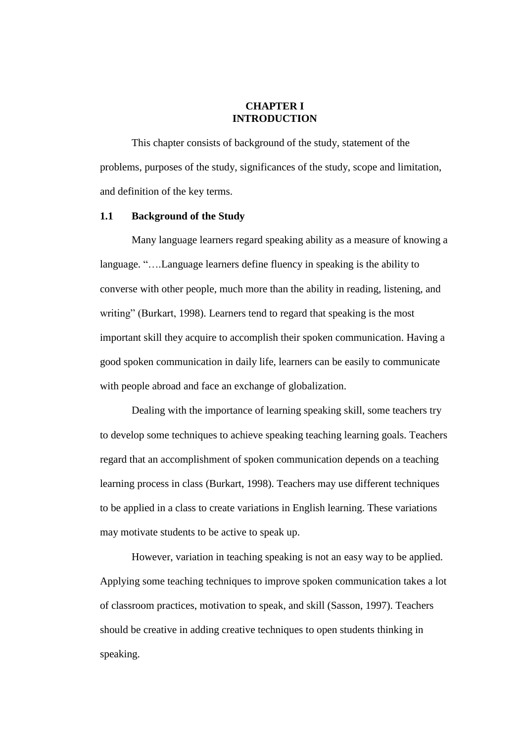# CHAPTER I
# INTRODUCTION

This chapter consists of background of the study, statement of the problems, purposes of the study, significances of the study, scope and limitation, and definition of the key terms.

## 1.1 Background of the Study

Many language learners regard speaking ability as a measure of knowing a language. "….Language learners define fluency in speaking is the ability to converse with other people, much more than the ability in reading, listening, and writing" (Burkart, 1998). Learners tend to regard that speaking is the most important skill they acquire to accomplish their spoken communication. Having a good spoken communication in daily life, learners can be easily to communicate with people abroad and face an exchange of globalization.

Dealing with the importance of learning speaking skill, some teachers try to develop some techniques to achieve speaking teaching learning goals. Teachers regard that an accomplishment of spoken communication depends on a teaching learning process in class (Burkart, 1998). Teachers may use different techniques to be applied in a class to create variations in English learning. These variations may motivate students to be active to speak up.

However, variation in teaching speaking is not an easy way to be applied. Applying some teaching techniques to improve spoken communication takes a lot of classroom practices, motivation to speak, and skill (Sasson, 1997). Teachers should be creative in adding creative techniques to open students thinking in speaking.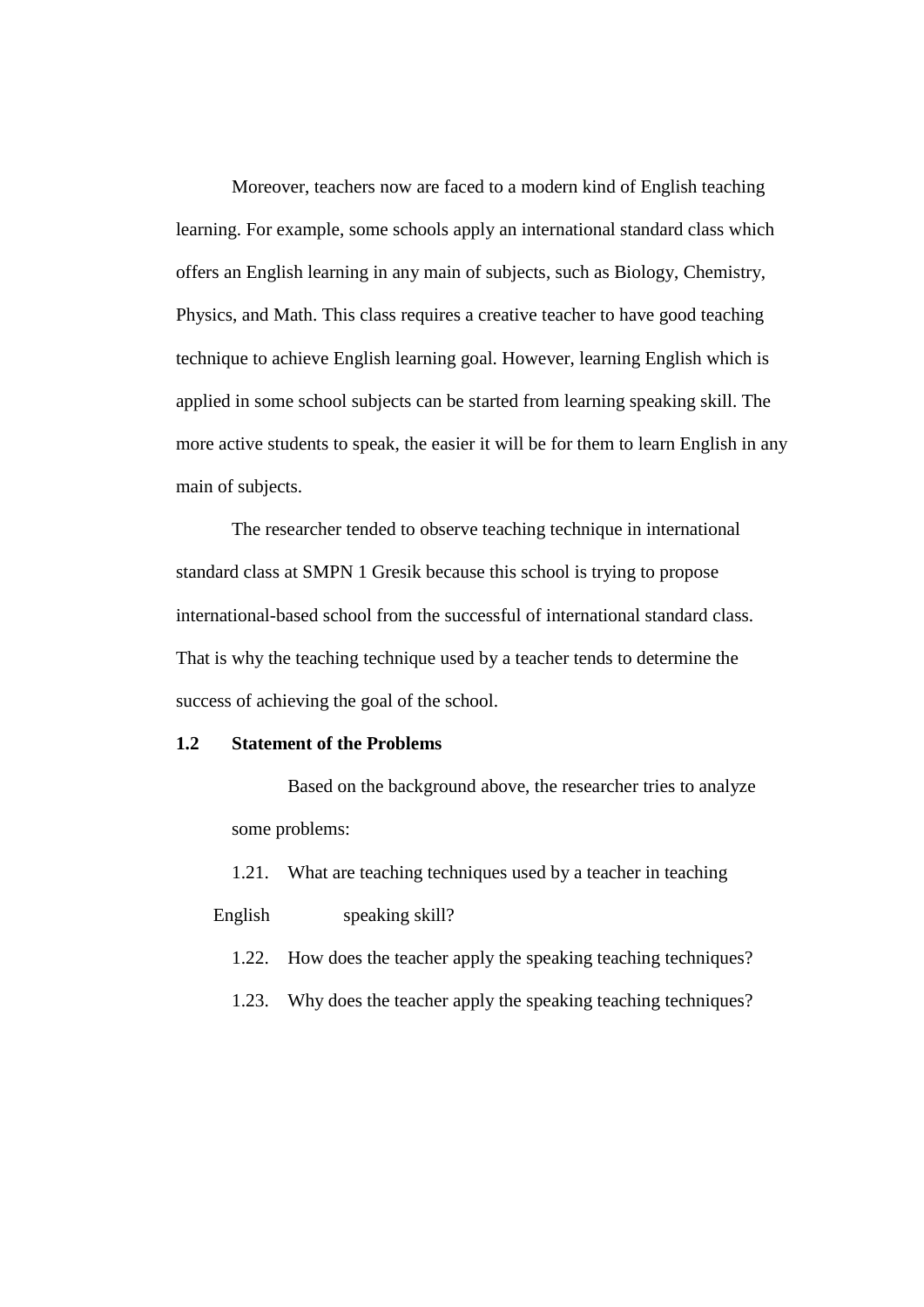Moreover, teachers now are faced to a modern kind of English teaching learning. For example, some schools apply an international standard class which offers an English learning in any main of subjects, such as Biology, Chemistry, Physics, and Math. This class requires a creative teacher to have good teaching technique to achieve English learning goal. However, learning English which is applied in some school subjects can be started from learning speaking skill. The more active students to speak, the easier it will be for them to learn English in any main of subjects.

The researcher tended to observe teaching technique in international standard class at SMPN 1 Gresik because this school is trying to propose international-based school from the successful of international standard class. That is why the teaching technique used by a teacher tends to determine the success of achieving the goal of the school.

## 1.2 Statement of the Problems

Based on the background above, the researcher tries to analyze some problems:

1.21. What are teaching techniques used by a teacher in teaching English speaking skill?

1.22. How does the teacher apply the speaking teaching techniques?

1.23. Why does the teacher apply the speaking teaching techniques?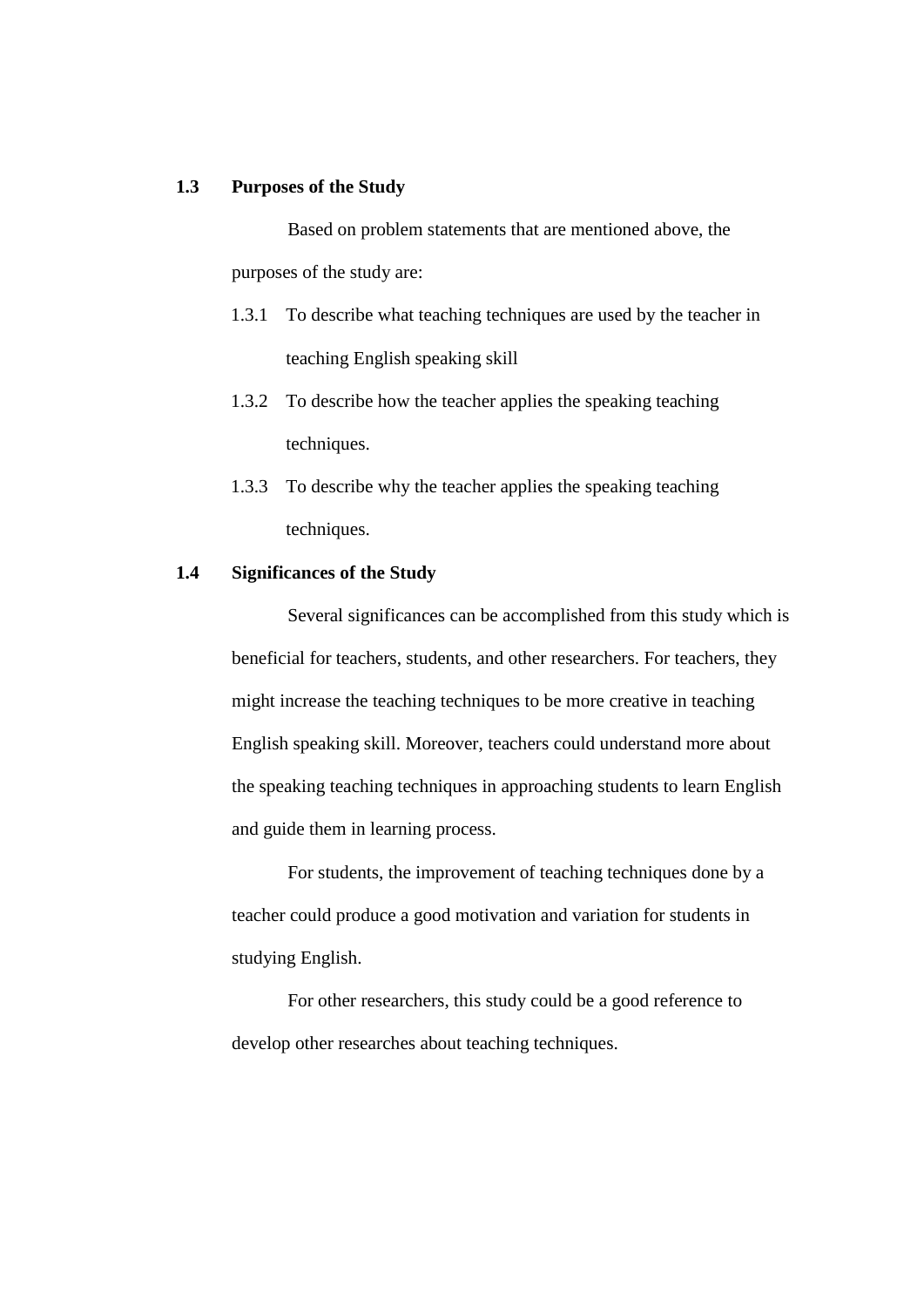## 1.3 Purposes of the Study

Based on problem statements that are mentioned above, the purposes of the study are:

1.3.1 To describe what teaching techniques are used by the teacher in teaching English speaking skill

1.3.2 To describe how the teacher applies the speaking teaching techniques.

1.3.3 To describe why the teacher applies the speaking teaching techniques.

## 1.4 Significances of the Study

Several significances can be accomplished from this study which is beneficial for teachers, students, and other researchers. For teachers, they might increase the teaching techniques to be more creative in teaching English speaking skill. Moreover, teachers could understand more about the speaking teaching techniques in approaching students to learn English and guide them in learning process.

For students, the improvement of teaching techniques done by a teacher could produce a good motivation and variation for students in studying English.

For other researchers, this study could be a good reference to develop other researches about teaching techniques.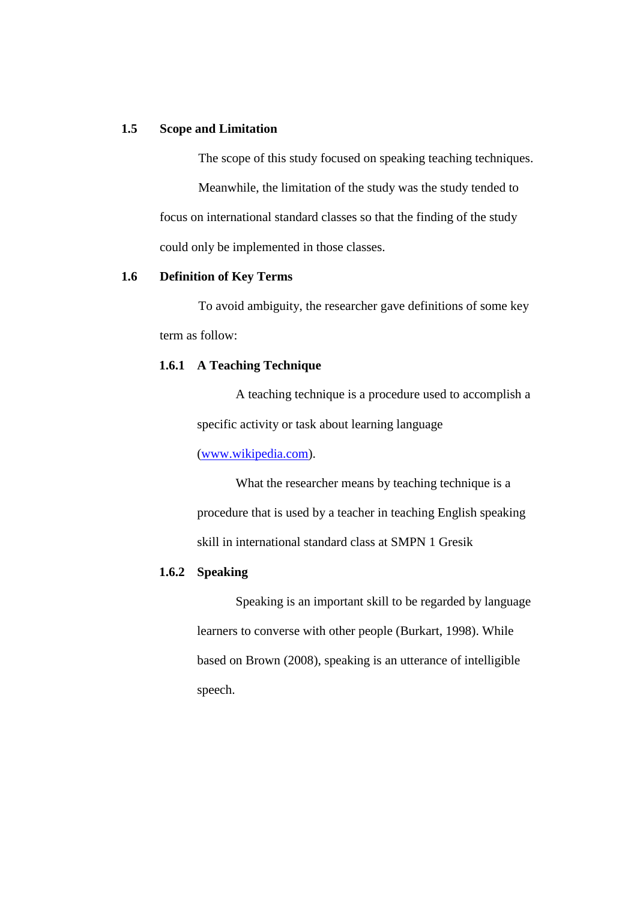## 1.5 Scope and Limitation

The scope of this study focused on speaking teaching techniques. Meanwhile, the limitation of the study was the study tended to focus on international standard classes so that the finding of the study could only be implemented in those classes.

## 1.6 Definition of Key Terms

To avoid ambiguity, the researcher gave definitions of some key term as follow:

### 1.6.1 A Teaching Technique

A teaching technique is a procedure used to accomplish a specific activity or task about learning language (www.wikipedia.com).

What the researcher means by teaching technique is a procedure that is used by a teacher in teaching English speaking skill in international standard class at SMPN 1 Gresik

### 1.6.2 Speaking

Speaking is an important skill to be regarded by language learners to converse with other people (Burkart, 1998). While based on Brown (2008), speaking is an utterance of intelligible speech.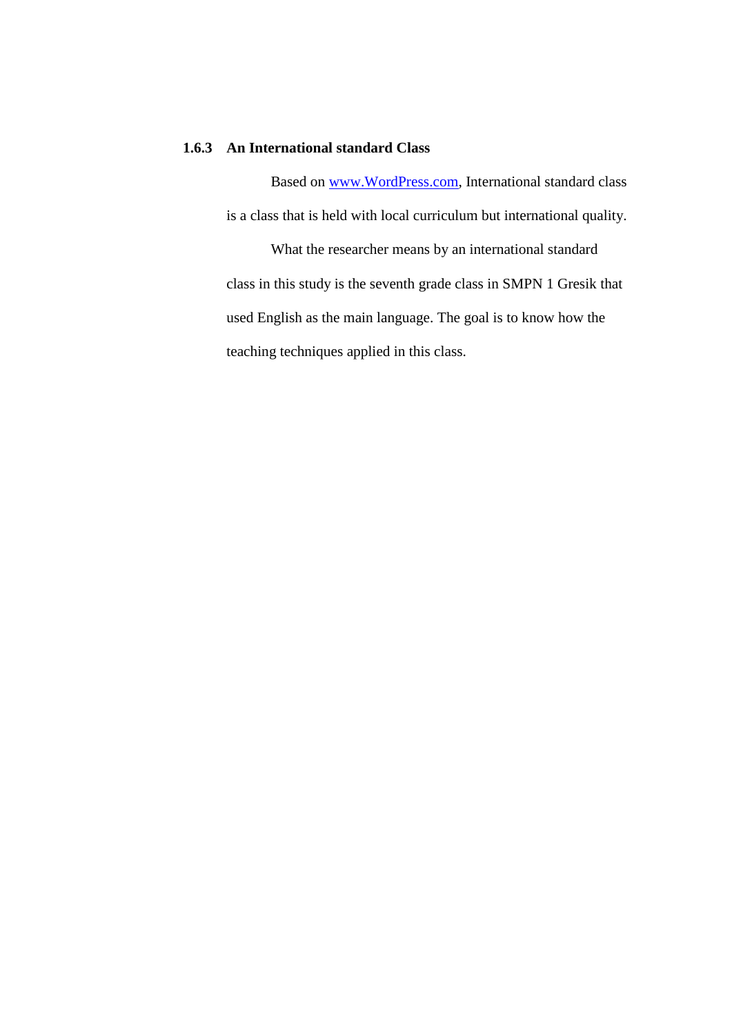### 1.6.3 An International standard Class

Based on www.WordPress.com, International standard class is a class that is held with local curriculum but international quality.

What the researcher means by an international standard class in this study is the seventh grade class in SMPN 1 Gresik that used English as the main language. The goal is to know how the teaching techniques applied in this class.